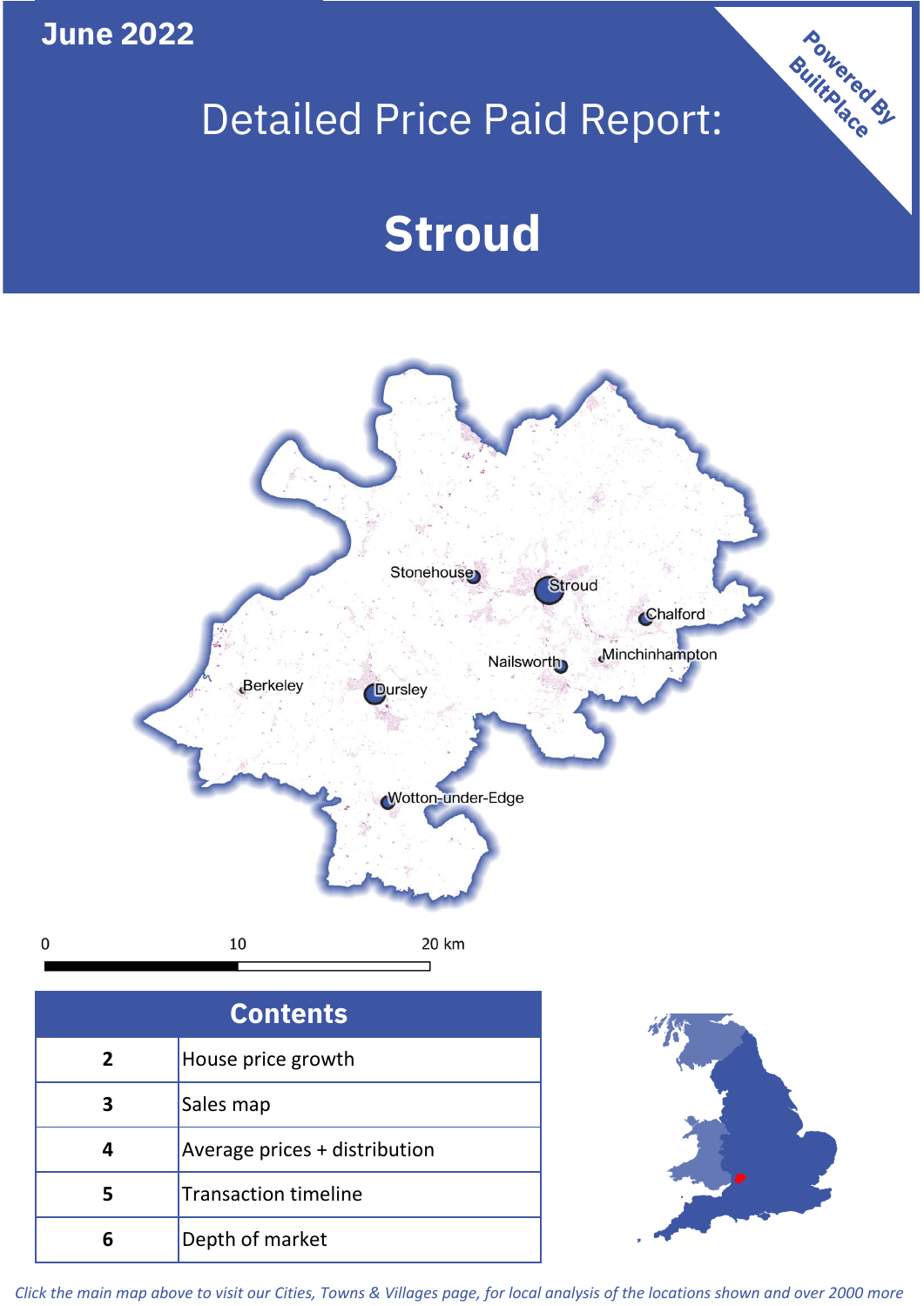June 2022

# Detailed Price Paid Report:

# Stroud

Powered By BuiltPlace

Stonehouse, Stroud, Chalford, Nailsworth, Minchinhampton, Berkeley, Dursley, Wotton-under-Edge

0 10 20 km

| Contents | |
|---|---|
| 2 | House price growth |
| 3 | Sales map |
| 4 | Average prices + distribution |
| 5 | Transaction timeline |
| 6 | Depth of market |

*Click the main map above to visit our Cities, Towns & Villages page, for local analysis of the locations shown and over 2000 more*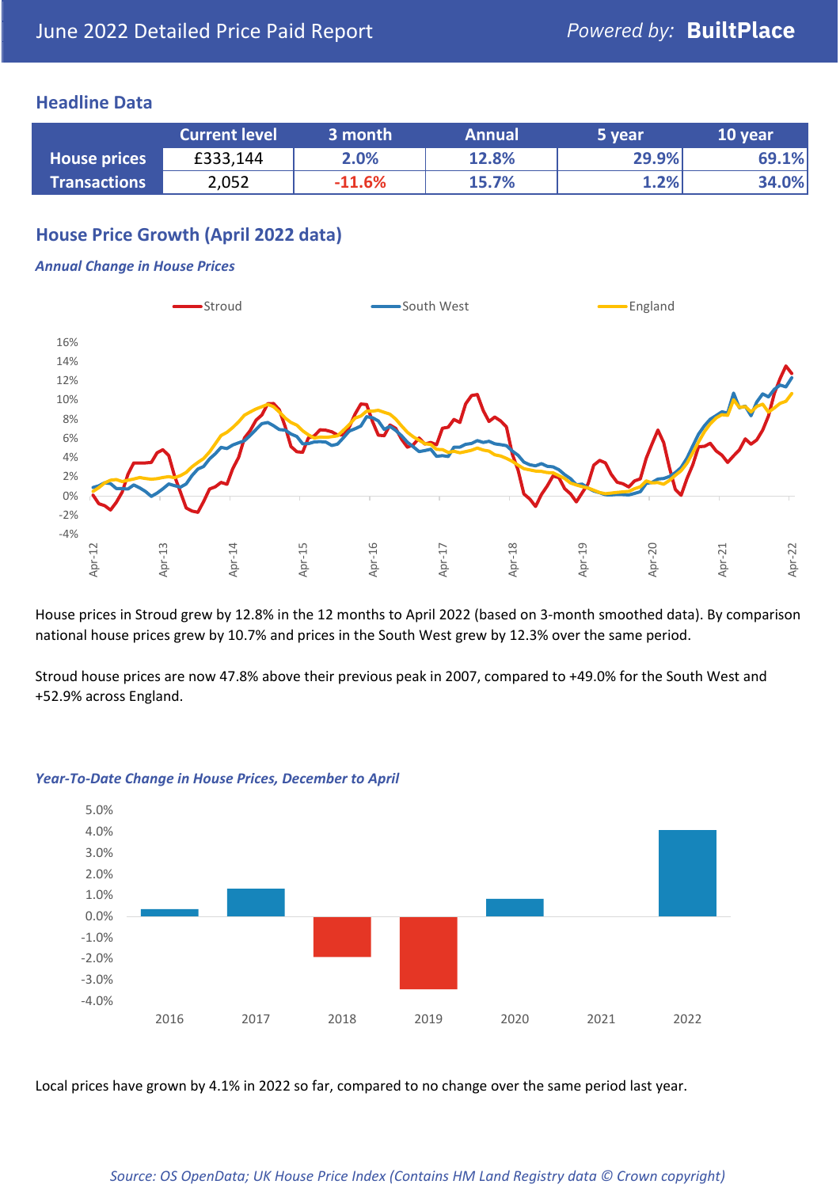June 2022 Detailed Price Paid Report

*Powered by:* **BuiltPlace**

## Headline Data

| | Current level | 3 month | Annual | 5 year | 10 year |
|---|---|---|---|---|---|
| **House prices** | £333,144 | 2.0% | 12.8% | 29.9% | 69.1% |
| **Transactions** | 2,052 | -11.6% | 15.7% | 1.2% | 34.0% |

## House Price Growth (April 2022 data)

### *Annual Change in House Prices*

House prices in Stroud grew by 12.8% in the 12 months to April 2022 (based on 3-month smoothed data). By comparison national house prices grew by 10.7% and prices in the South West grew by 12.3% over the same period.

Stroud house prices are now 47.8% above their previous peak in 2007, compared to +49.0% for the South West and +52.9% across England.

### *Year-To-Date Change in House Prices, December to April*

Local prices have grown by 4.1% in 2022 so far, compared to no change over the same period last year.

*Source: OS OpenData; UK House Price Index (Contains HM Land Registry data © Crown copyright)*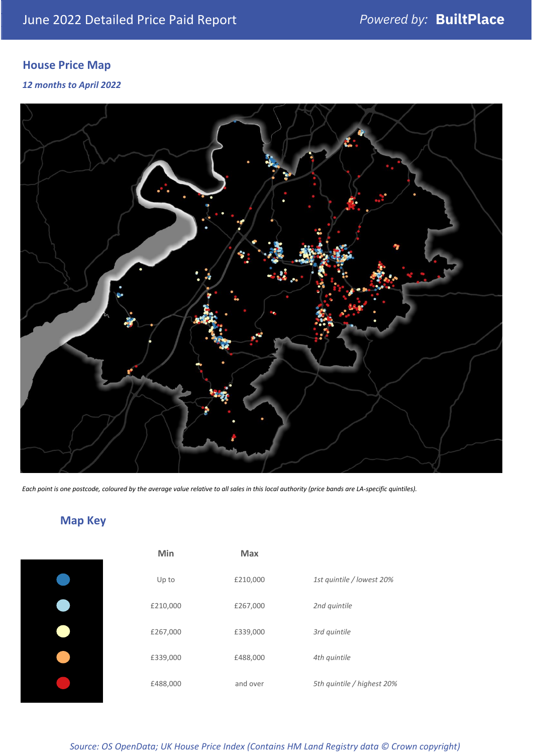# June 2022 Detailed Price Paid Report

Powered by: **BuiltPlace**

## House Price Map

*12 months to April 2022*

*Each point is one postcode, coloured by the average value relative to all sales in this local authority (price bands are LA-specific quintiles).*

## Map Key

| | Min | Max | |
|---|---|---|---|
| | Up to | £210,000 | *1st quintile / lowest 20%* |
| | £210,000 | £267,000 | *2nd quintile* |
| | £267,000 | £339,000 | *3rd quintile* |
| | £339,000 | £488,000 | *4th quintile* |
| | £488,000 | and over | *5th quintile / highest 20%* |

*Source: OS OpenData; UK House Price Index (Contains HM Land Registry data © Crown copyright)*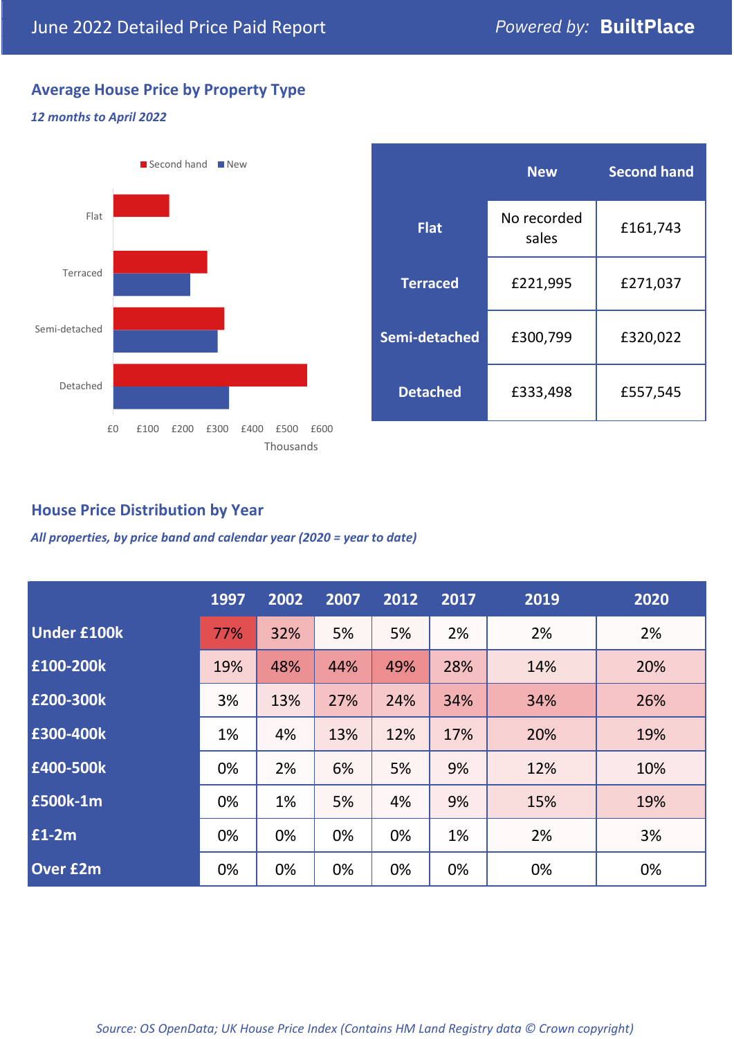June 2022 Detailed Price Paid Report — Powered by: **BuiltPlace**

## Average House Price by Property Type

*12 months to April 2022*

|  | New | Second hand |
|---|---|---|
| **Flat** | No recorded sales | £161,743 |
| **Terraced** | £221,995 | £271,037 |
| **Semi-detached** | £300,799 | £320,022 |
| **Detached** | £333,498 | £557,545 |

## House Price Distribution by Year

*All properties, by price band and calendar year (2020 = year to date)*

|  | 1997 | 2002 | 2007 | 2012 | 2017 | 2019 | 2020 |
|---|---|---|---|---|---|---|---|
| **Under £100k** | 77% | 32% | 5% | 5% | 2% | 2% | 2% |
| **£100-200k** | 19% | 48% | 44% | 49% | 28% | 14% | 20% |
| **£200-300k** | 3% | 13% | 27% | 24% | 34% | 34% | 26% |
| **£300-400k** | 1% | 4% | 13% | 12% | 17% | 20% | 19% |
| **£400-500k** | 0% | 2% | 6% | 5% | 9% | 12% | 10% |
| **£500k-1m** | 0% | 1% | 5% | 4% | 9% | 15% | 19% |
| **£1-2m** | 0% | 0% | 0% | 0% | 1% | 2% | 3% |
| **Over £2m** | 0% | 0% | 0% | 0% | 0% | 0% | 0% |

*Source: OS OpenData; UK House Price Index (Contains HM Land Registry data © Crown copyright)*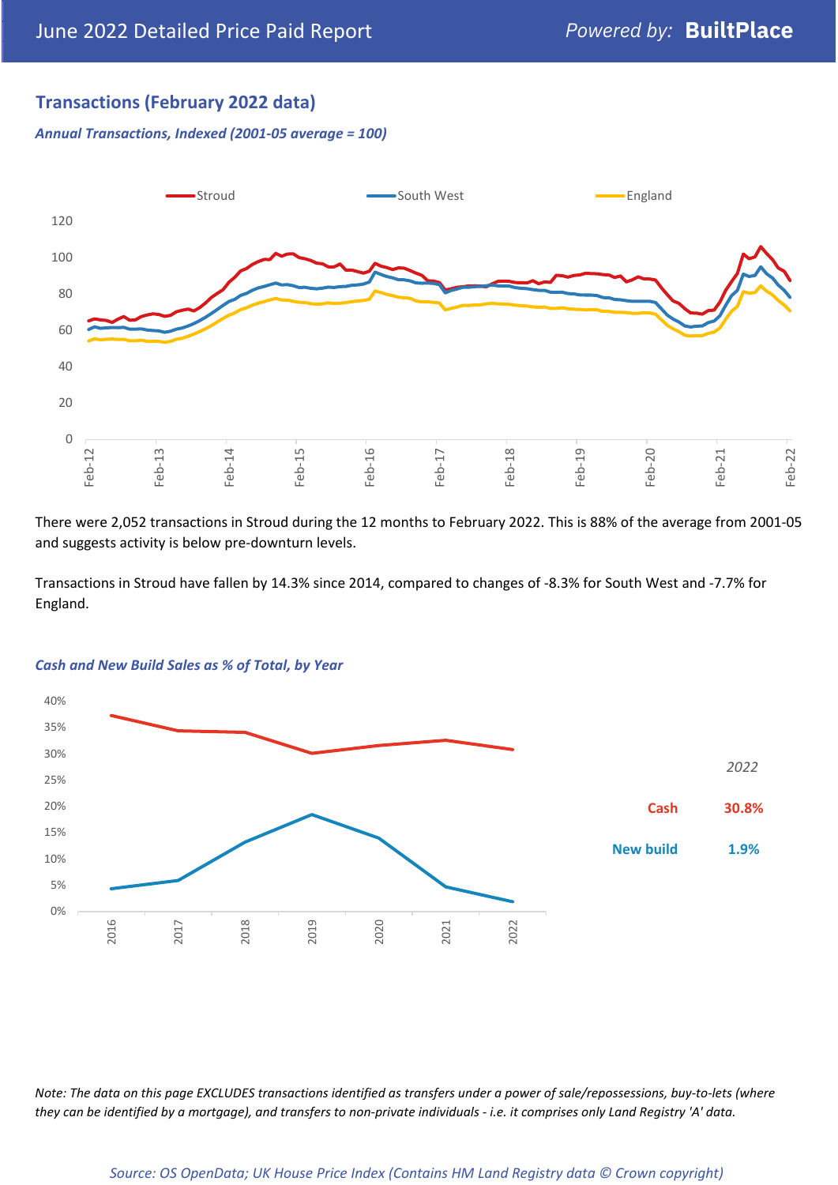## Transactions (February 2022 data)

*Annual Transactions, Indexed (2001-05 average = 100)*

There were 2,052 transactions in Stroud during the 12 months to February 2022. This is 88% of the average from 2001-05 and suggests activity is below pre-downturn levels.

Transactions in Stroud have fallen by 14.3% since 2014, compared to changes of -8.3% for South West and -7.7% for England.

*Cash and New Build Sales as % of Total, by Year*

| | 2022 |
|---|---|
| Cash | 30.8% |
| New build | 1.9% |

*Note: The data on this page EXCLUDES transactions identified as transfers under a power of sale/repossessions, buy-to-lets (where they can be identified by a mortgage), and transfers to non-private individuals - i.e. it comprises only Land Registry 'A' data.*

*Source: OS OpenData; UK House Price Index (Contains HM Land Registry data © Crown copyright)*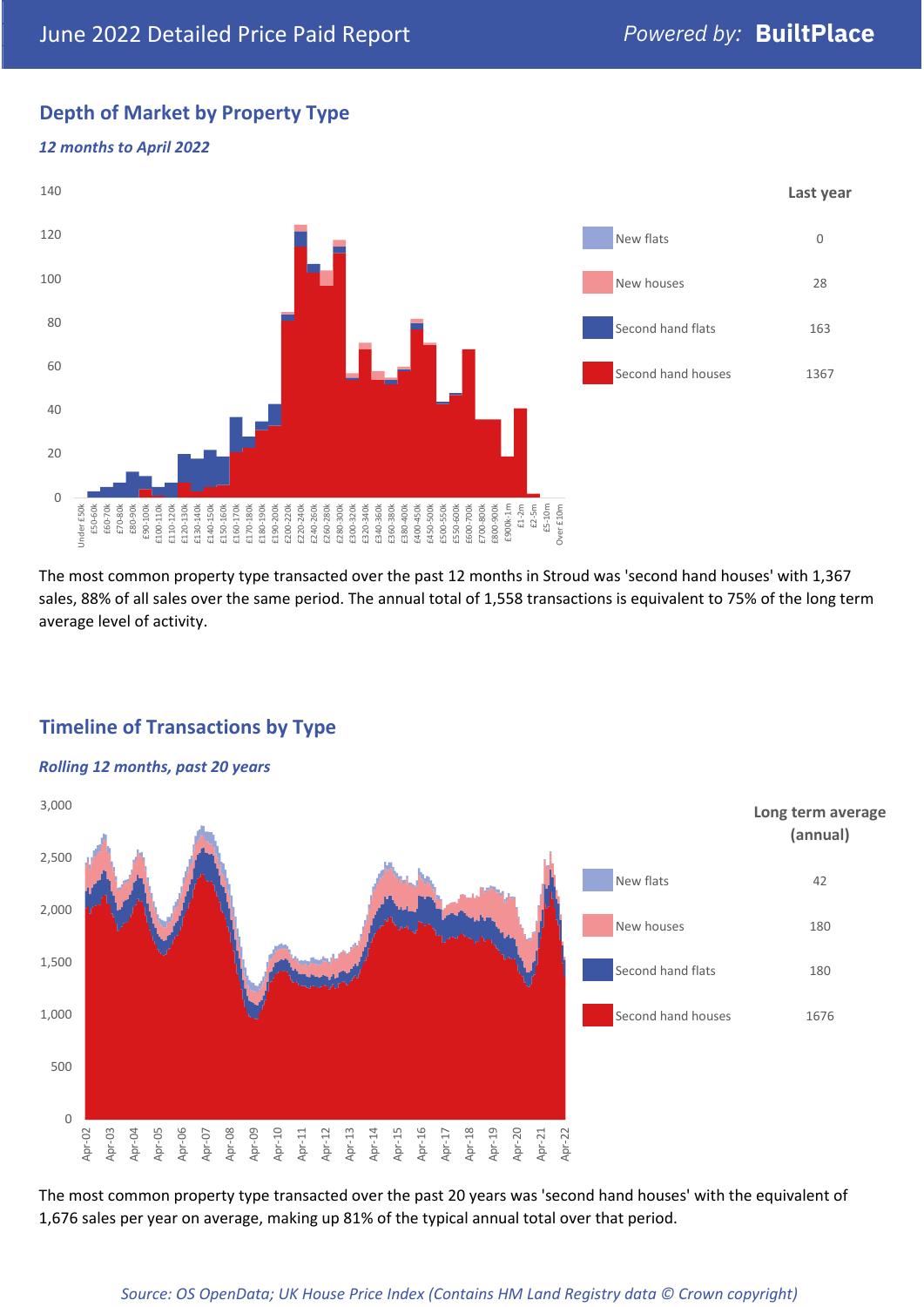June 2022 Detailed Price Paid Report

Powered by: **BuiltPlace**

## Depth of Market by Property Type

*12 months to April 2022*

140
120
100
80
60
40
20
0

Under £50k, £50-60k, £60-70k, £70-80k, £80-90k, £90-100k, £100-110k, £110-120k, £120-130k, £130-140k, £140-150k, £150-160k, £160-170k, £170-180k, £180-190k, £190-200k, £200-220k, £220-240k, £240-260k, £260-280k, £280-300k, £300-320k, £320-340k, £340-360k, £360-380k, £380-400k, £400-450k, £450-500k, £500-550k, £550-600k, £600-700k, £700-800k, £800-900k, £900k-1m, £1-2m, £2-5m, £5-10m, Over £10m

Last year

New flats 0

New houses 28

Second hand flats 163

Second hand houses 1367

The most common property type transacted over the past 12 months in Stroud was 'second hand houses' with 1,367 sales, 88% of all sales over the same period. The annual total of 1,558 transactions is equivalent to 75% of the long term average level of activity.

## Timeline of Transactions by Type

*Rolling 12 months, past 20 years*

3,000
2,500
2,000
1,500
1,000
500
0

Apr-02, Apr-03, Apr-04, Apr-05, Apr-06, Apr-07, Apr-08, Apr-09, Apr-10, Apr-11, Apr-12, Apr-13, Apr-14, Apr-15, Apr-16, Apr-17, Apr-18, Apr-19, Apr-20, Apr-21, Apr-22

Long term average (annual)

New flats 42

New houses 180

Second hand flats 180

Second hand houses 1676

The most common property type transacted over the past 20 years was 'second hand houses' with the equivalent of 1,676 sales per year on average, making up 81% of the typical annual total over that period.

*Source: OS OpenData; UK House Price Index (Contains HM Land Registry data © Crown copyright)*